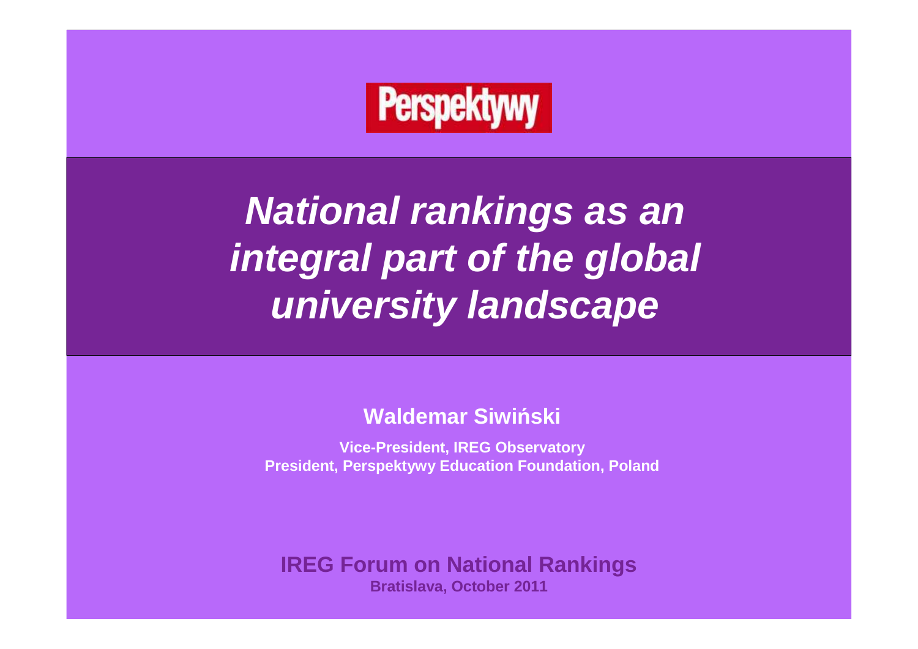Perspektywy

# *National rankings as an integral part of the global university landscape*

**Waldemar Siwiński**

**Vice-President, IREG Observatory**
**President, Perspektywy Education Foundation, Poland**

**IREG Forum on National Rankings**
**Bratislava, October 2011**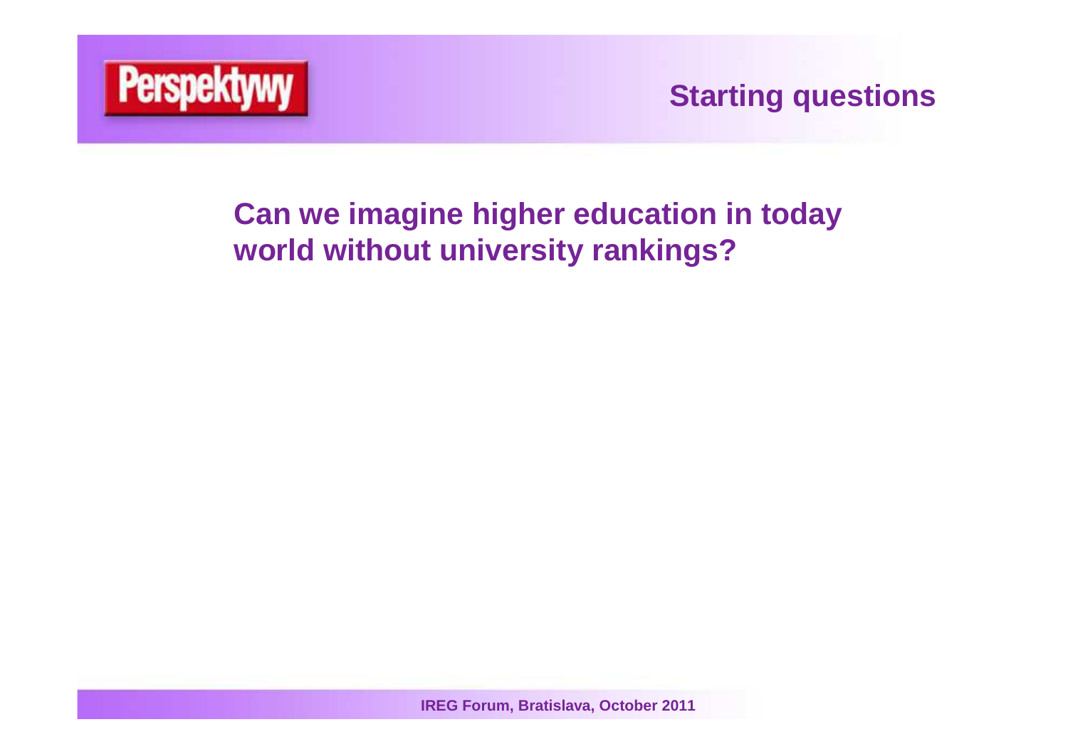## Starting questions

**Can we imagine higher education in today world without university rankings?**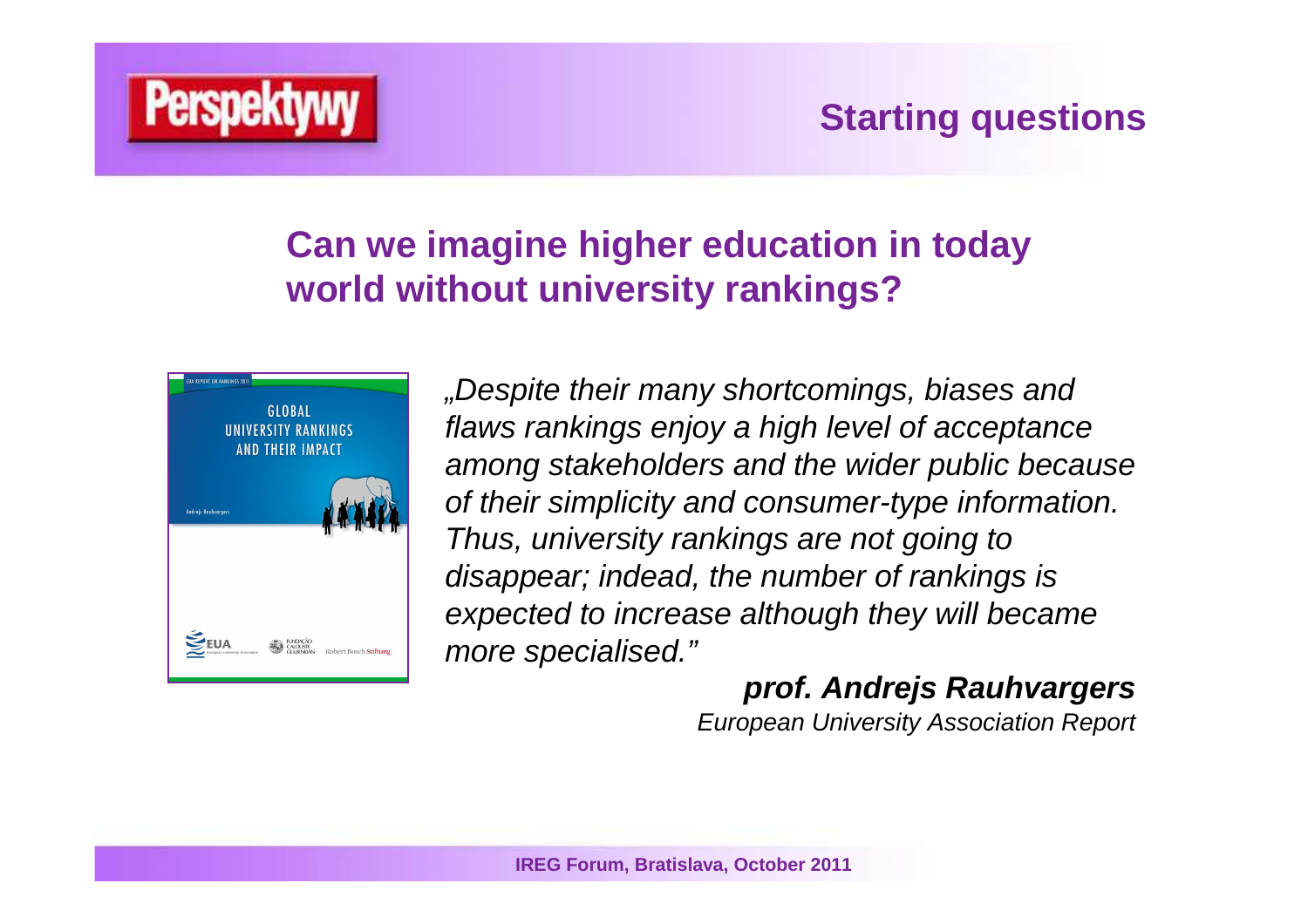## Starting questions

### Can we imagine higher education in today world without university rankings?

*„Despite their many shortcomings, biases and flaws rankings enjoy a high level of acceptance among stakeholders and the wider public because of their simplicity and consumer-type information. Thus, university rankings are not going to disappear; indead, the number of rankings is expected to increase although they will became more specialised."*

***prof. Andrejs Rauhvargers***
*European University Association Report*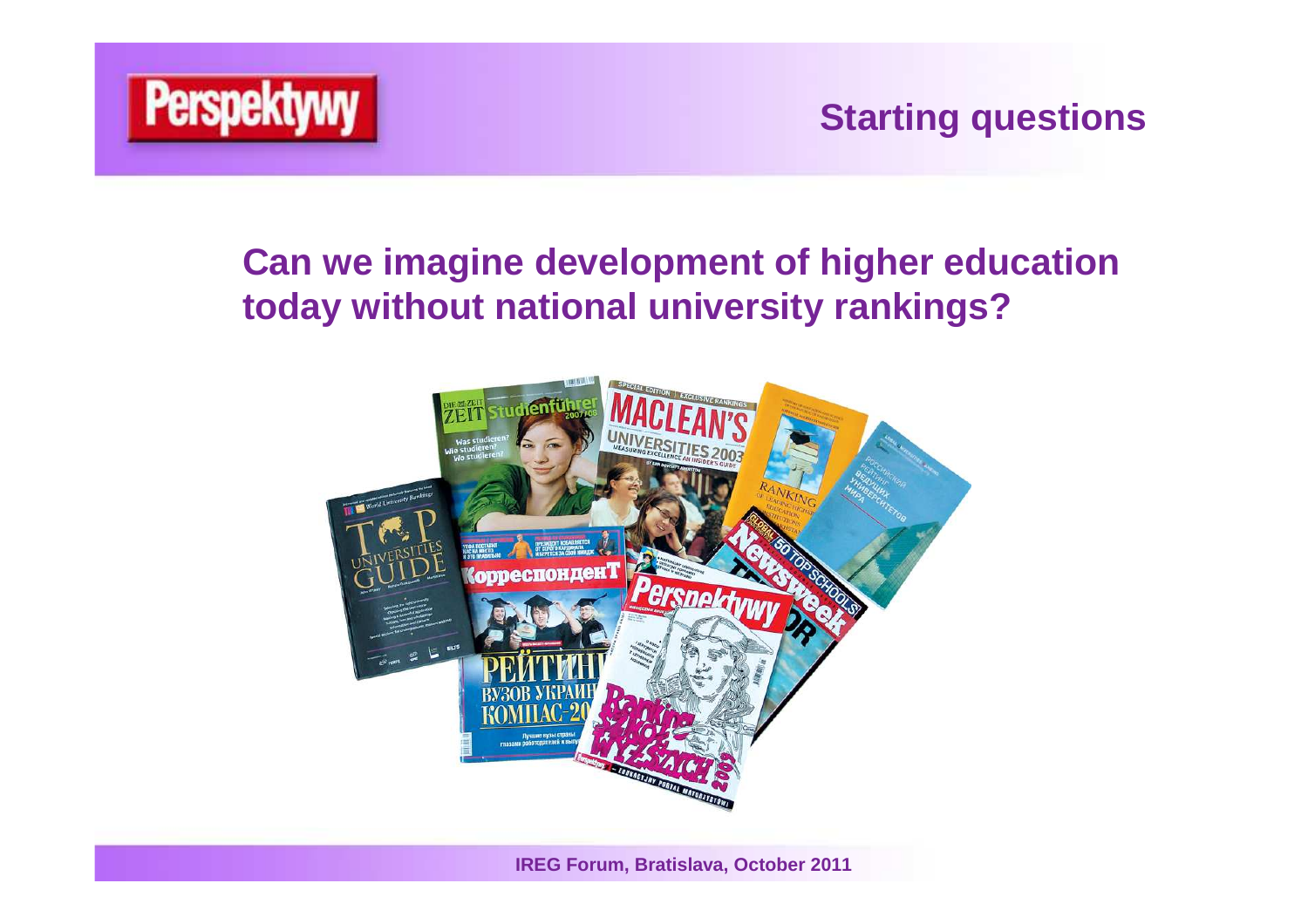## Starting questions

**Can we imagine development of higher education today without national university rankings?**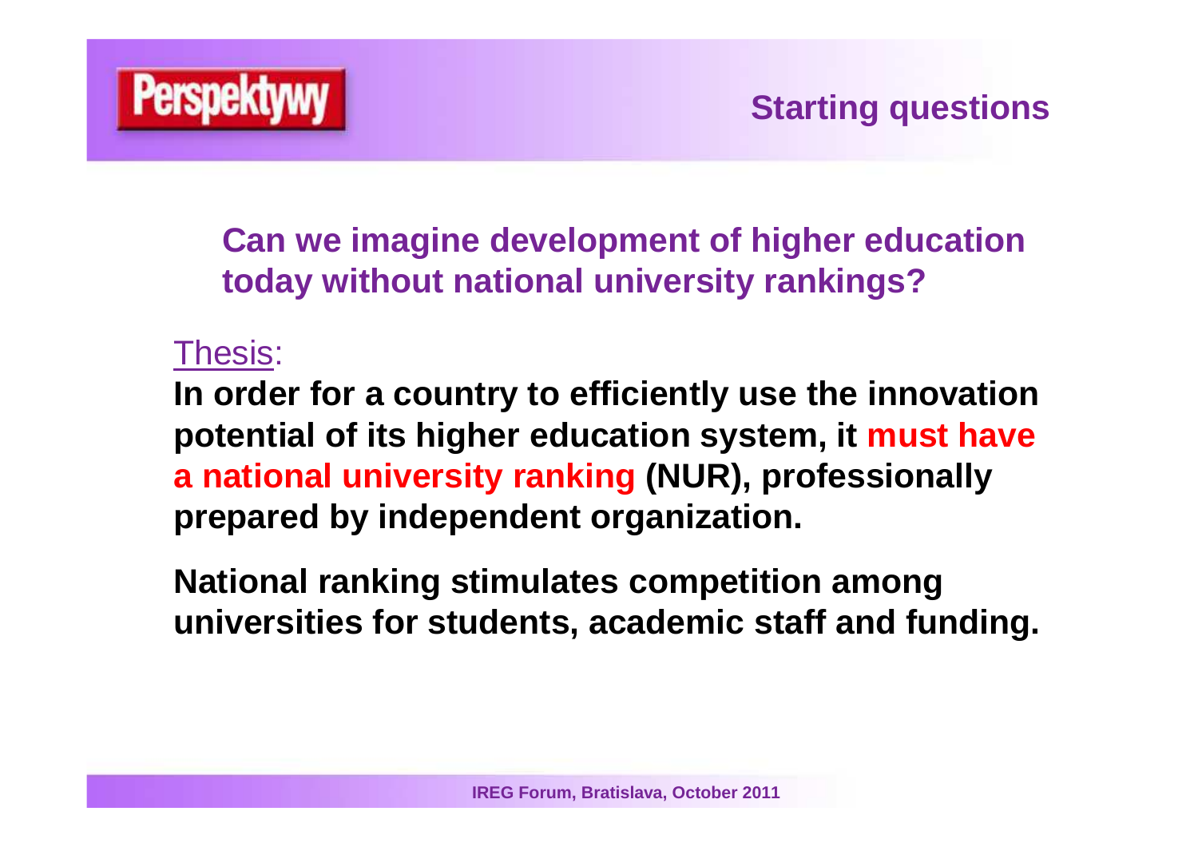## Starting questions

**Can we imagine development of higher education today without national university rankings?**

Thesis:

**In order for a country to efficiently use the innovation potential of its higher education system, it must have a national university ranking (NUR), professionally prepared by independent organization.**

**National ranking stimulates competition among universities for students, academic staff and funding.**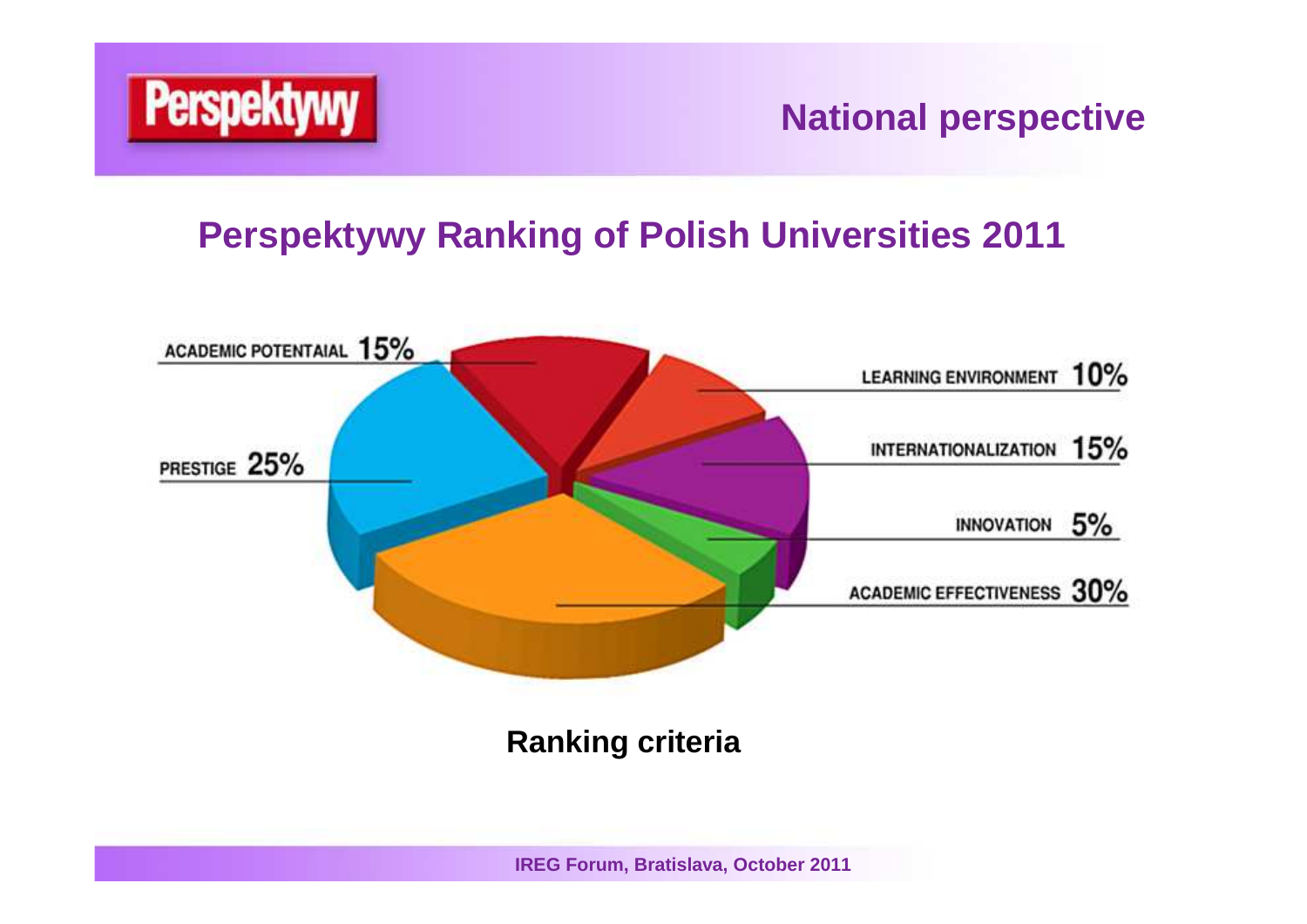Perspektywy

## National perspective

# Perspektywy Ranking of Polish Universities 2011

ACADEMIC POTENTAIAL 15%

LEARNING ENVIRONMENT 10%

INTERNATIONALIZATION 15%

PRESTIGE 25%

INNOVATION 5%

ACADEMIC EFFECTIVENESS 30%

**Ranking criteria**

IREG Forum, Bratislava, October 2011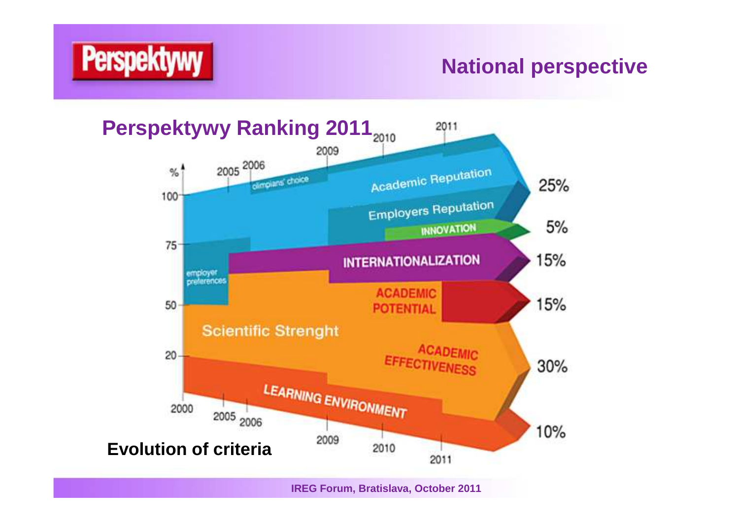# National perspective

## Perspektywy Ranking 2011

| Criterion | Weight |
|---|---|
| Academic Reputation | 25% |
| Employers Reputation | |
| INNOVATION | 5% |
| INTERNATIONALIZATION | 15% |
| ACADEMIC POTENTIAL | 15% |
| ACADEMIC EFFECTIVENESS | 30% |
| LEARNING ENVIRONMENT | 10% |

Timeline: 2000, 2005, 2006, 2009, 2010, 2011

Earlier criteria: olimpians' choice, employer preferences, Scientific Strenght

**Evolution of criteria**

IREG Forum, Bratislava, October 2011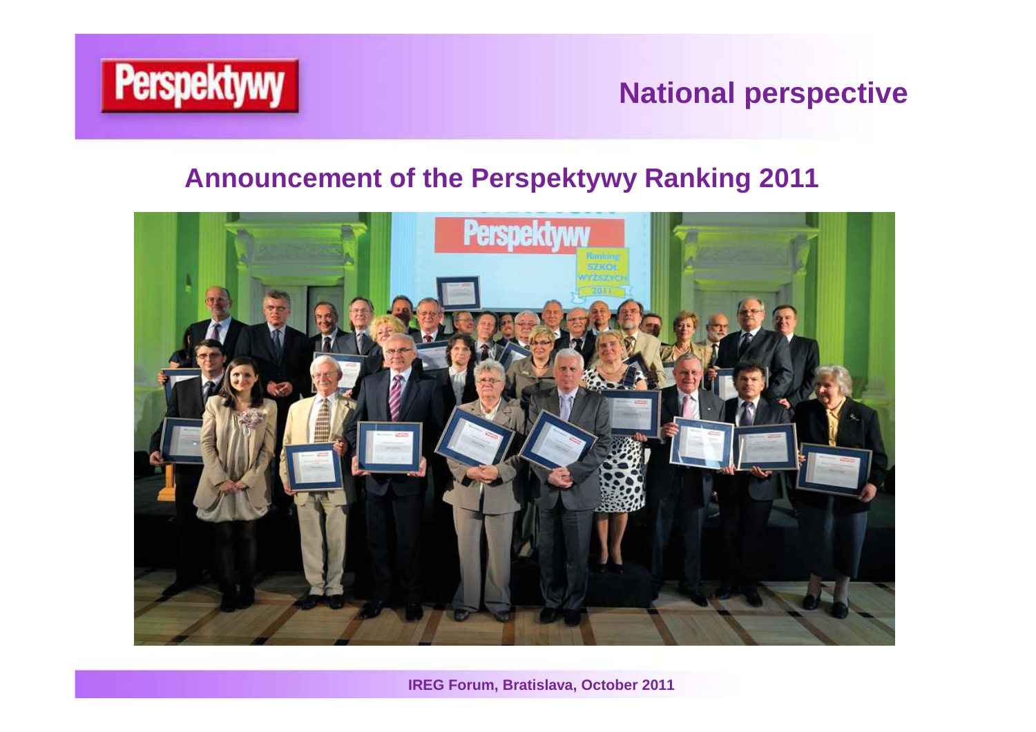## National perspective

### Announcement of the Perspektywy Ranking 2011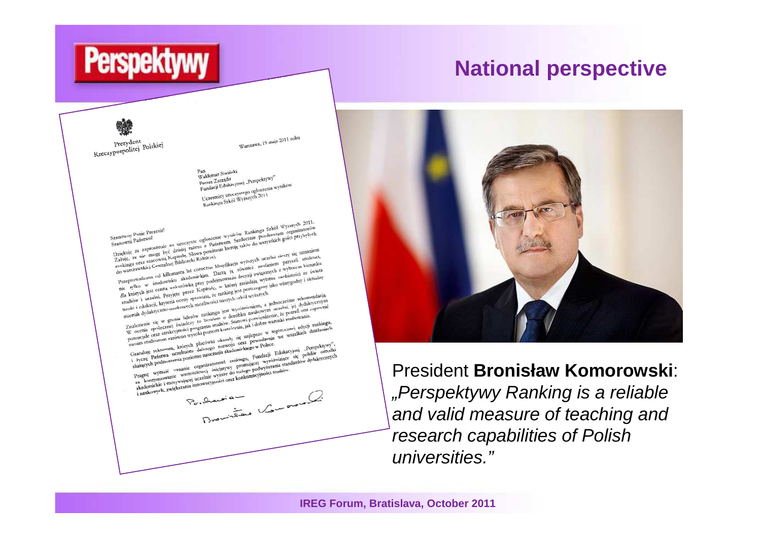# National perspective

Prezydent Rzeczypospolitej Polskiej

Warszawa, 19 maja 2011 roku

Pan
Waldemar Siwiński
Prezes Zarządu
Fundacji Edukacyjnej „Perspektywy"

Uczestnicy uroczystego ogłoszenia wyników
Rankingu Szkół Wyższych 2011

Szanowny Panie Prezesie!
Szanowni Państwo!

Dziękuję za zaproszenie na uroczyste ogłoszenie wyników Rankingu Szkół Wyższych 2011. Żałuję, że nie mogę być dzisiaj razem z Państwem. Serdecznie pozdrawiam organizatorów rankingu oraz szacowną Kapitułę. Słowa powitania kieruję także do wszystkich gości przybyłych do warszawskiej Centralnej Biblioteki Rolniczej.

Przeprowadzana od kilkunastu lat coroczna klasyfikacja wyższych uczelni cieszy się uznaniem nie tylko w środowisku akademickim. Darzą ją również zaufaniem przyszli studenci, dla których jest cenną wskazówką przy podejmowaniu decyzji związanych z wyborem kierunku studiów i uczelni. Przyjęte przez Kapitułę, w której zasiadają wybitne osobistości ze świata nauki i edukacji, kryteria oceny sprawiają, że ranking jest postrzegany jako wiarygodny i aktualny miernik dydaktyczno-naukowych możliwości naszych szkół wyższych.

Znalezienie się w gronie liderów rankingu jest wyróżnieniem, a jednocześnie rekomendacją. W ocenie społecznej świadczy to bowiem o dorobku naukowym uczelni, jej dydaktycznym potencjale oraz atrakcyjności programu studiów. Stanowi potwierdzenie, że potrafi ona zapewnić swoim studentom zarówno wysoki poziom kształcenia, jak i dobre warunki studiowania.

Gratuluję rektorom, których placówki okazały się najlepsze w tegorocznej edycji rankingu, i życzę Państwa uczelniom dalszego rozwoju oraz powodzenia we wszelkich działaniach służących podnoszeniu poziomu nauczania akademickiego w Polsce.

Pragnę wyrazić uznanie organizatorowi rankingu, Fundacji Edukacyjnej „Perspektywy", za kontynuowanie wartościowej inicjatywy promującej wyróżniające się polskie ośrodki akademickie i motywującej uczelnie wyższe do stałego podwyższania standardów dydaktycznych i naukowych, zwiększania innowacyjności oraz konkurencyjności studiów.

Pozdrawiam
Bronisław Komorowski

President **Bronisław Komorowski**: *„Perspektywy Ranking is a reliable and valid measure of teaching and research capabilities of Polish universities."*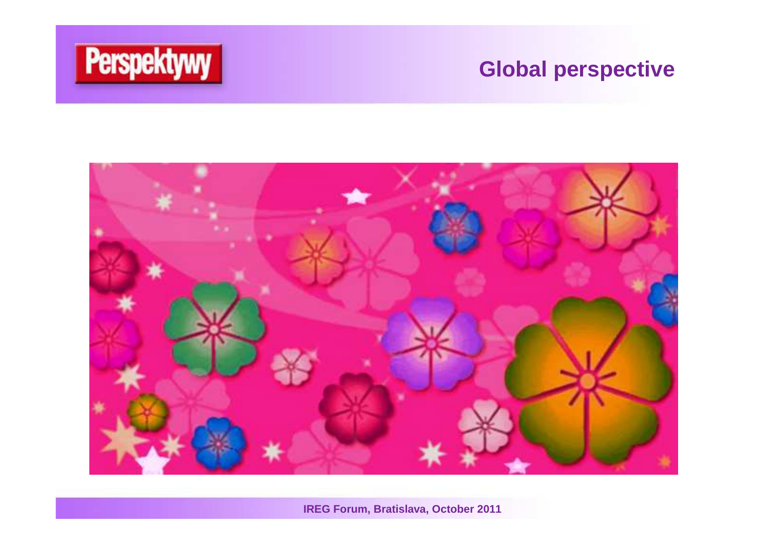# Global perspective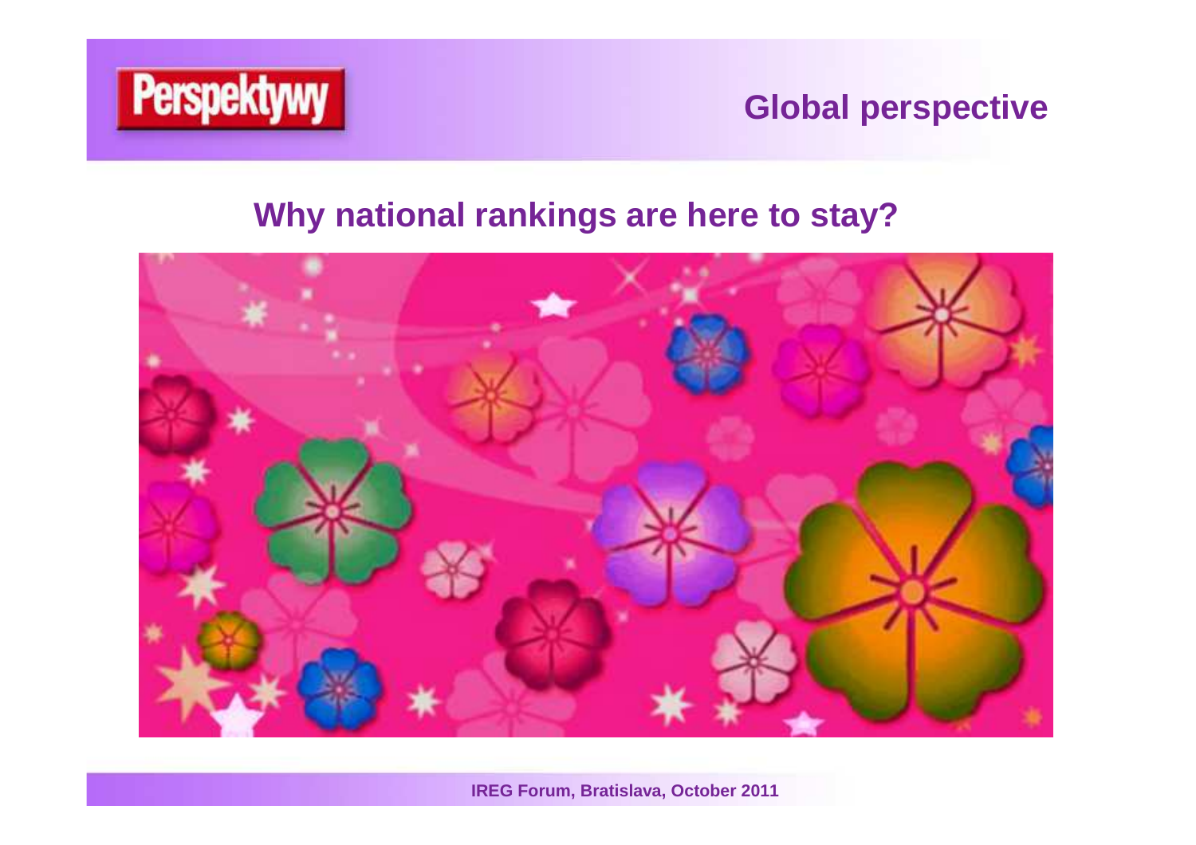Global perspective

## Why national rankings are here to stay?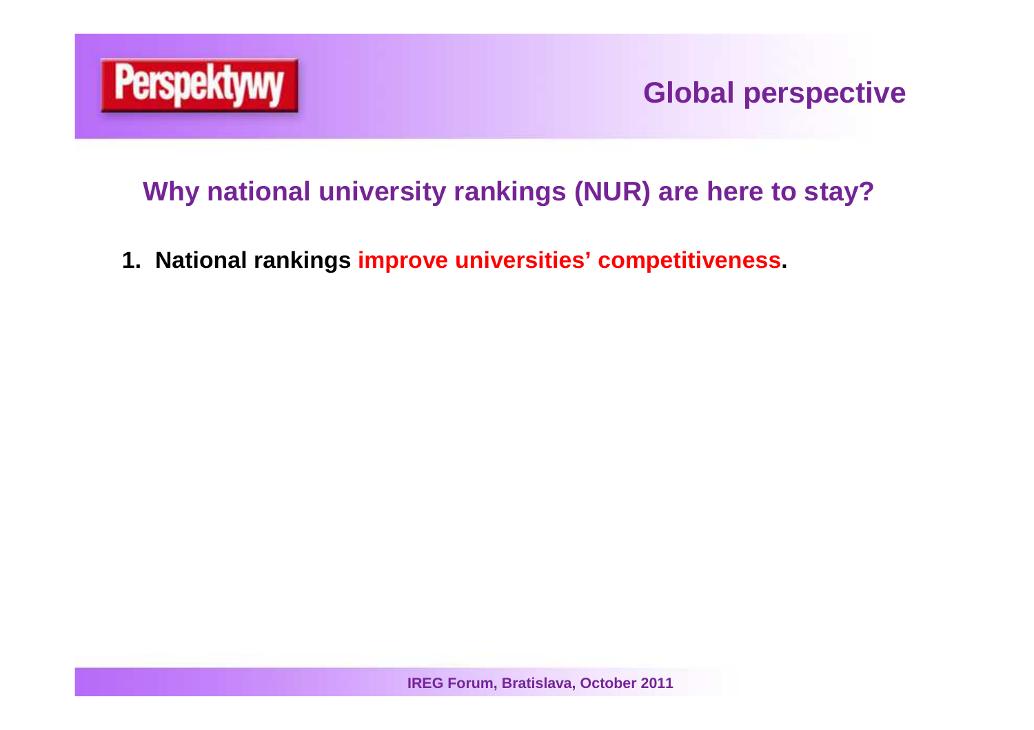## Global perspective

### Why national university rankings (NUR) are here to stay?

1. **National rankings improve universities' competitiveness.**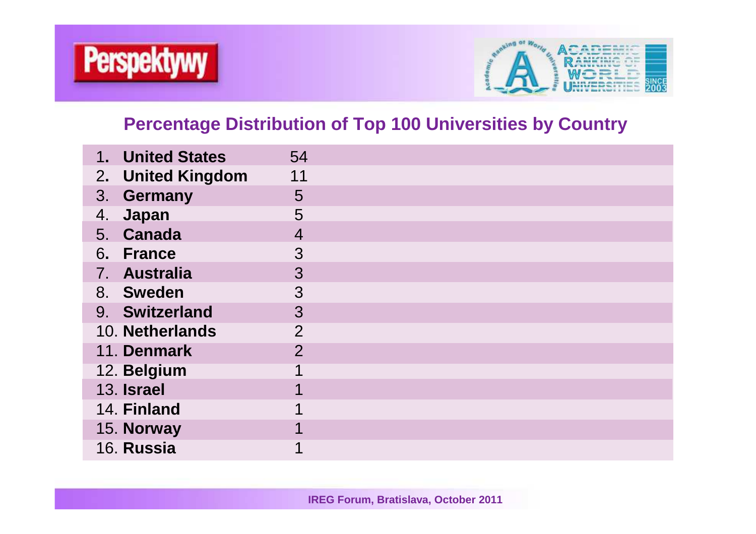## Percentage Distribution of Top 100 Universities by Country

| Country | % |
|---|---|
| 1. **United States** | 54 |
| 2. **United Kingdom** | 11 |
| 3. **Germany** | 5 |
| 4. **Japan** | 5 |
| 5. **Canada** | 4 |
| 6. **France** | 3 |
| 7. **Australia** | 3 |
| 8. **Sweden** | 3 |
| 9. **Switzerland** | 3 |
| 10. **Netherlands** | 2 |
| 11. **Denmark** | 2 |
| 12. **Belgium** | 1 |
| 13. **Israel** | 1 |
| 14. **Finland** | 1 |
| 15. **Norway** | 1 |
| 16. **Russia** | 1 |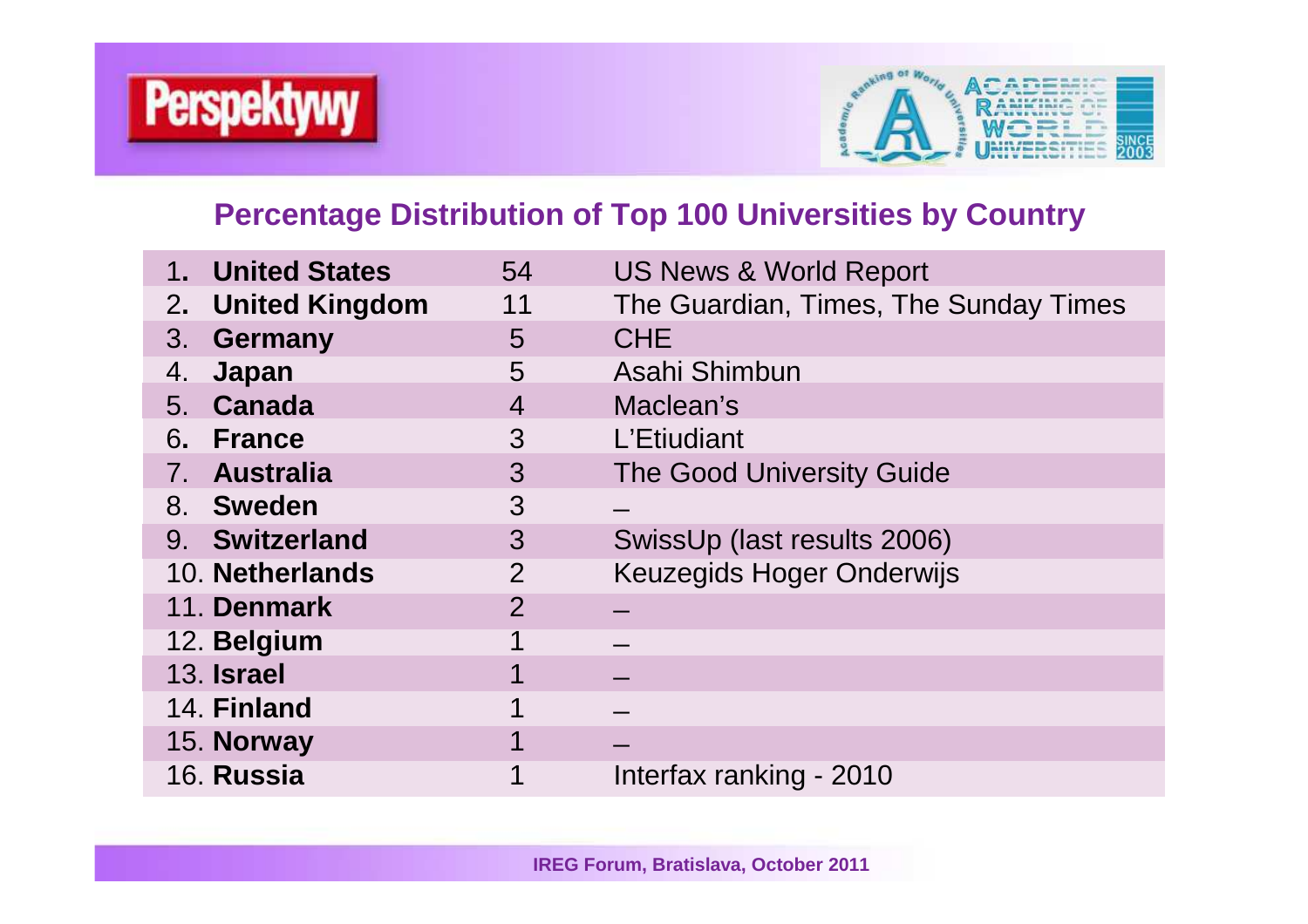## Percentage Distribution of Top 100 Universities by Country

| | | |
|---|---|---|
| 1. **United States** | 54 | US News & World Report |
| 2. **United Kingdom** | 11 | The Guardian, Times, The Sunday Times |
| 3. **Germany** | 5 | CHE |
| 4. **Japan** | 5 | Asahi Shimbun |
| 5. **Canada** | 4 | Maclean's |
| 6. **France** | 3 | L'Etiudiant |
| 7. **Australia** | 3 | The Good University Guide |
| 8. **Sweden** | 3 | – |
| 9. **Switzerland** | 3 | SwissUp (last results 2006) |
| 10. **Netherlands** | 2 | Keuzegids Hoger Onderwijs |
| 11. **Denmark** | 2 | – |
| 12. **Belgium** | 1 | – |
| 13. **Israel** | 1 | – |
| 14. **Finland** | 1 | – |
| 15. **Norway** | 1 | – |
| 16. **Russia** | 1 | Interfax ranking - 2010 |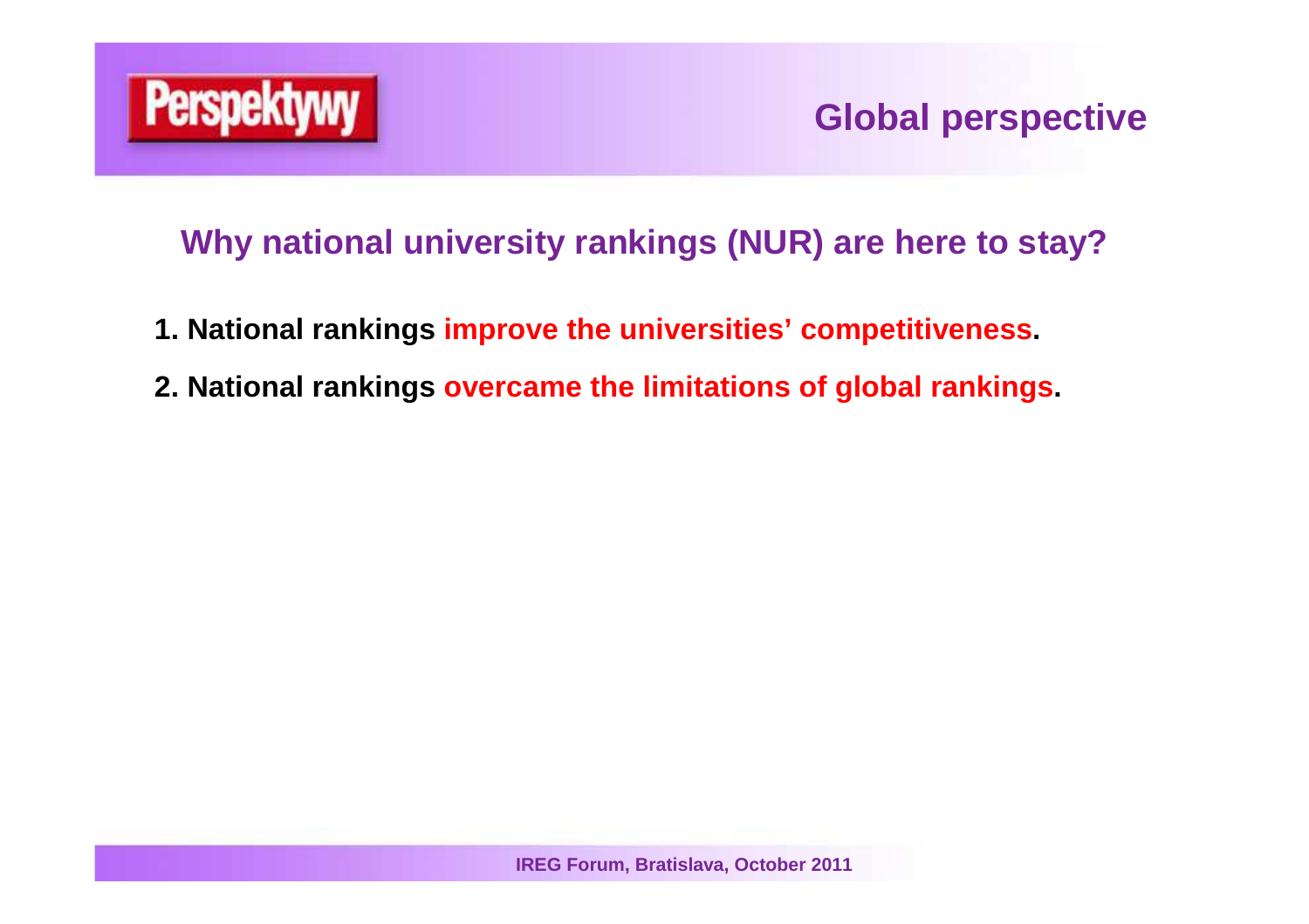## Global perspective

### Why national university rankings (NUR) are here to stay?

1. **National rankings improve the universities' competitiveness.**
2. **National rankings overcame the limitations of global rankings.**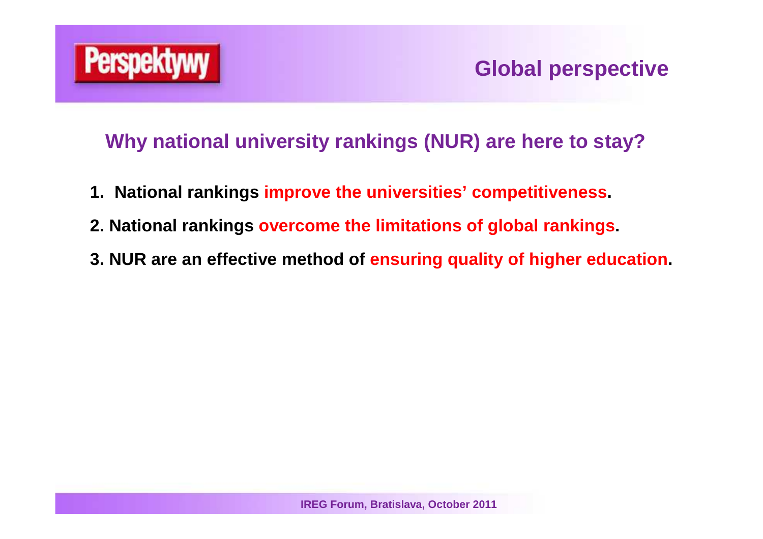## Global perspective

### Why national university rankings (NUR) are here to stay?

1. National rankings **improve the universities' competitiveness**.
2. National rankings **overcome the limitations of global rankings**.
3. NUR are an effective method of **ensuring quality of higher education**.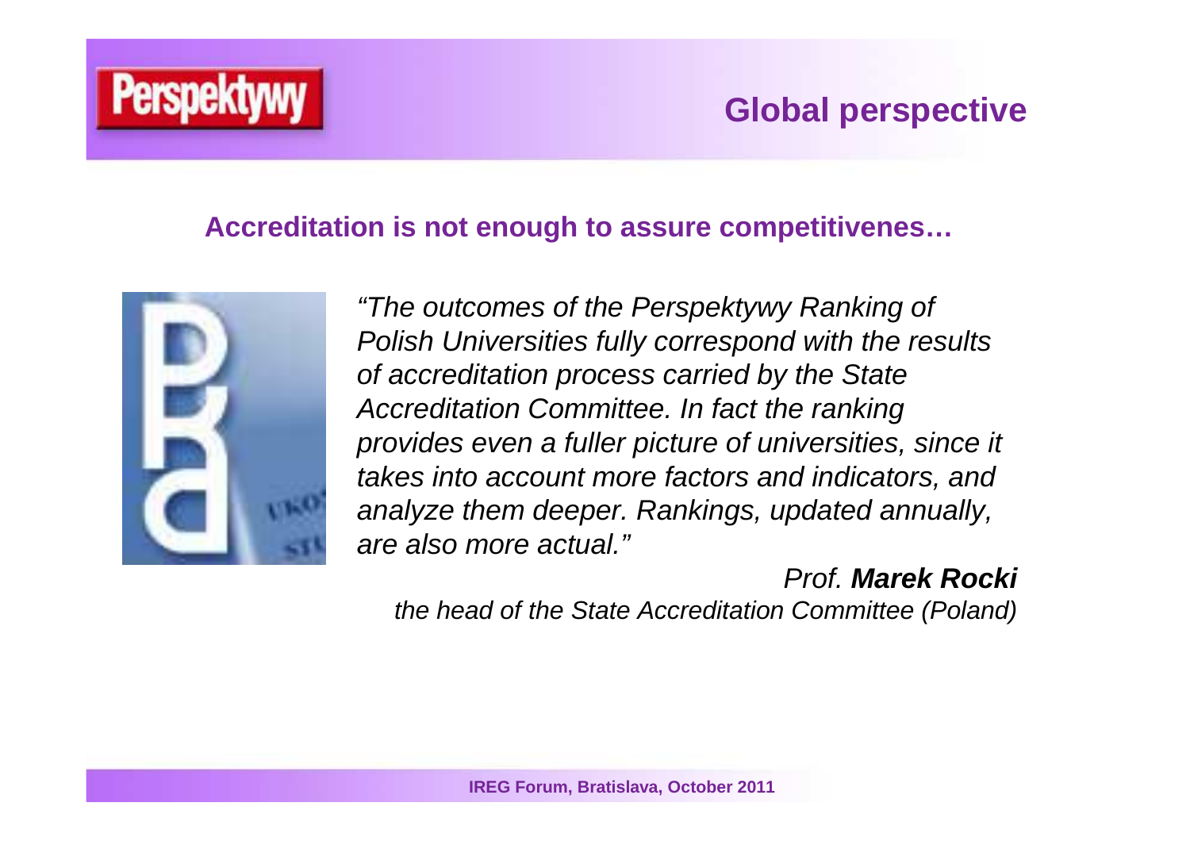## Global perspective

### Accreditation is not enough to assure competitivenes…

*"The outcomes of the Perspektywy Ranking of Polish Universities fully correspond with the results of accreditation process carried by the State Accreditation Committee. In fact the ranking provides even a fuller picture of universities, since it takes into account more factors and indicators, and analyze them deeper. Rankings, updated annually, are also more actual."*

*Prof.* ***Marek Rocki***
*the head of the State Accreditation Committee (Poland)*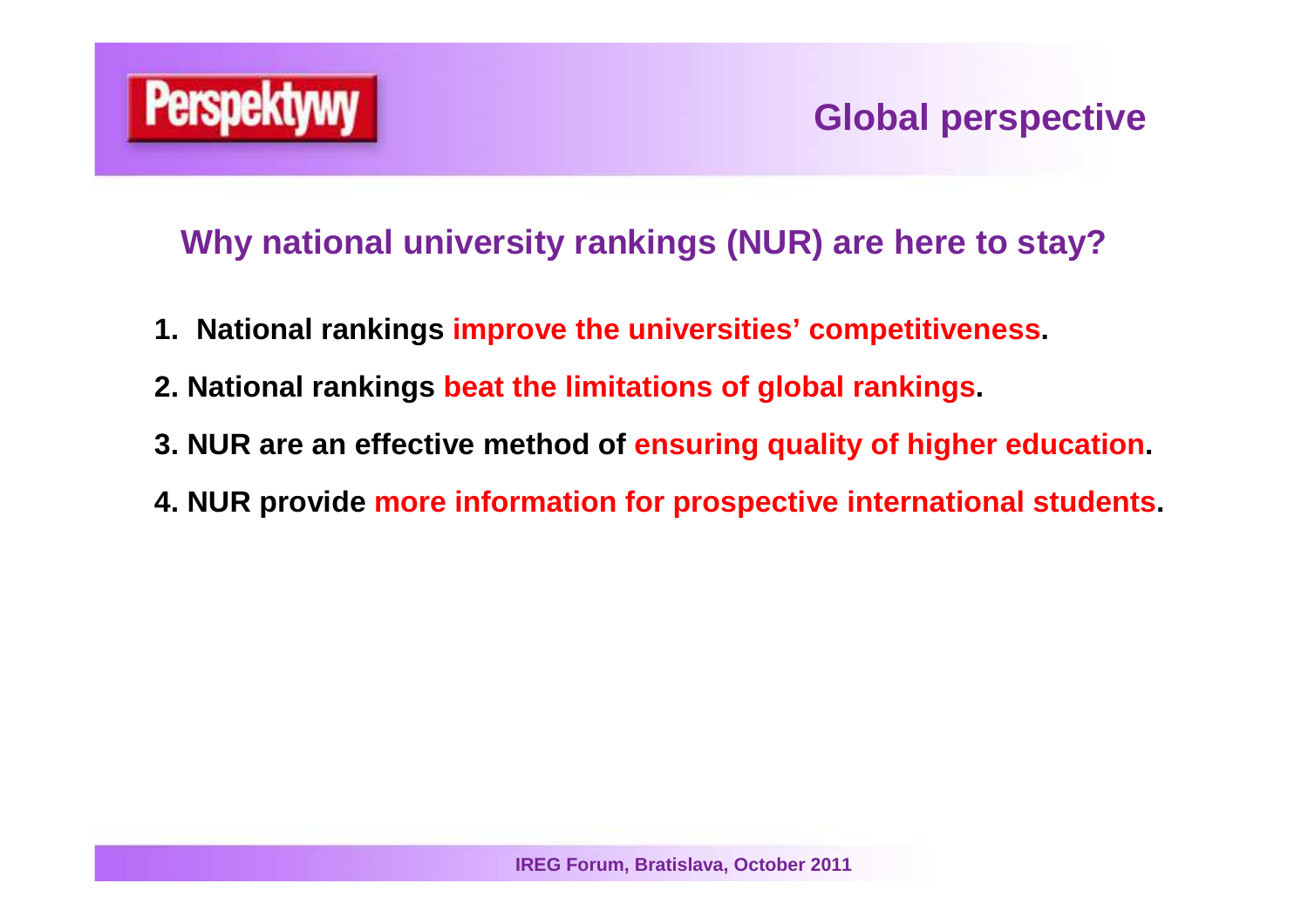## Global perspective

### Why national university rankings (NUR) are here to stay?

1. **National rankings improve the universities' competitiveness.**
2. **National rankings beat the limitations of global rankings.**
3. **NUR are an effective method of ensuring quality of higher education.**
4. **NUR provide more information for prospective international students.**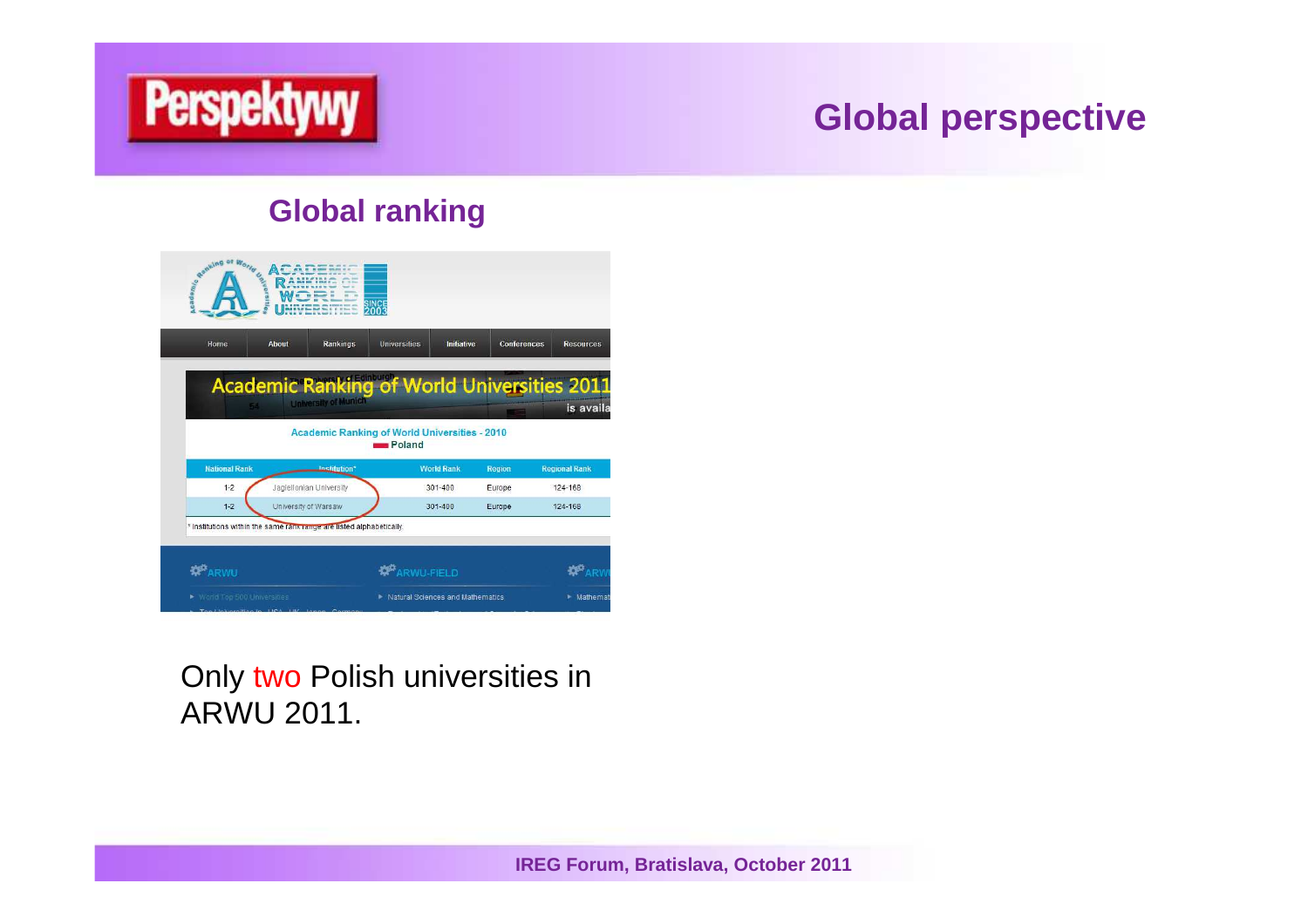# Global perspective

## Global ranking

Academic Ranking of World Universities - 2010
Poland

| National Rank | Institution* | World Rank | Region | Regional Rank |
|---|---|---|---|---|
| 1-2 | Jagiellonian University | 301-400 | Europe | 124-168 |
| 1-2 | University of Warsaw | 301-400 | Europe | 124-168 |

\* Institutions within the same rank range are listed alphabetically.

Only two Polish universities in ARWU 2011.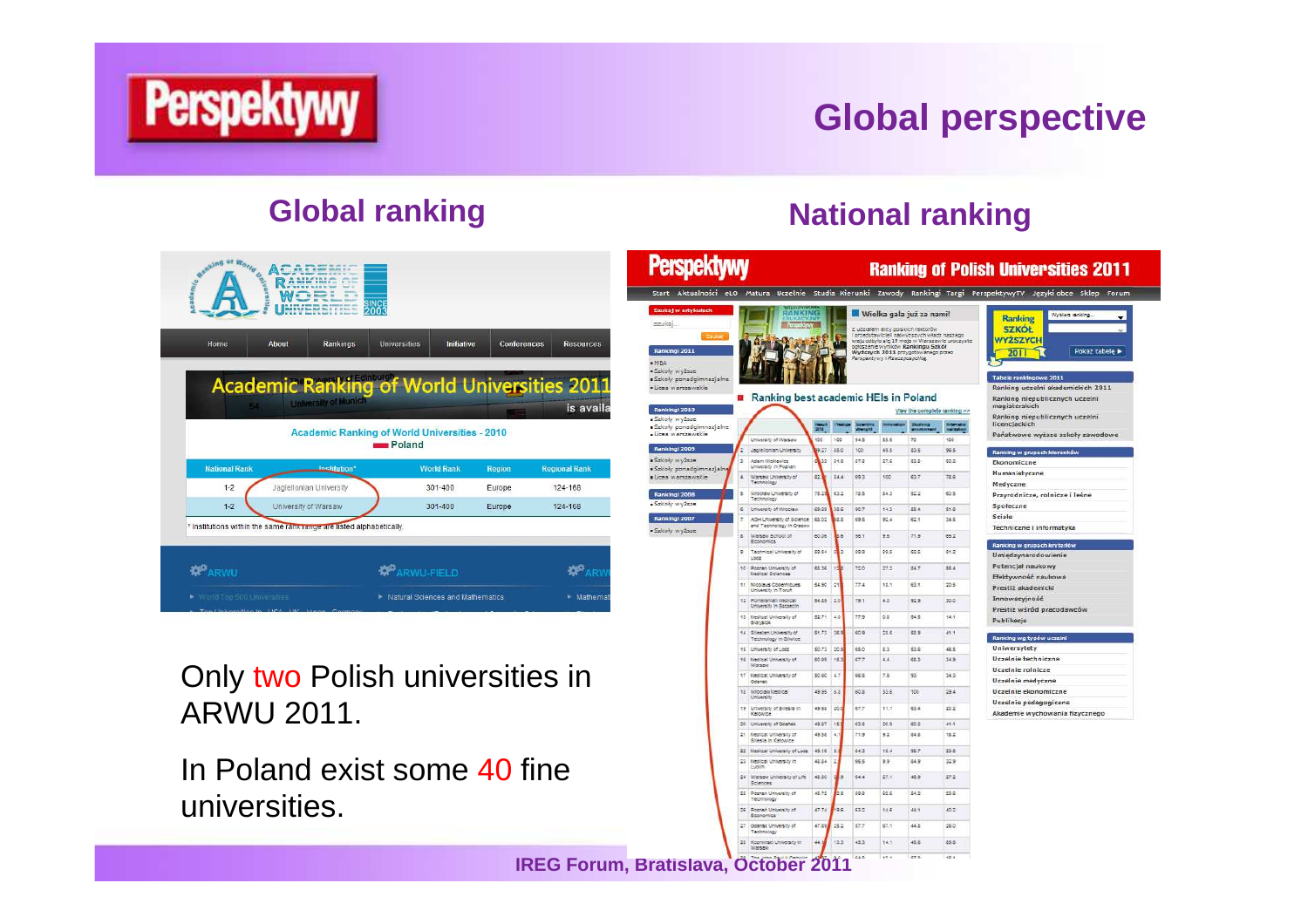# Global perspective

## Global ranking

## National ranking

Only two Polish universities in ARWU 2011.

In Poland exist some 40 fine universities.

IREG Forum, Bratislava, October 2011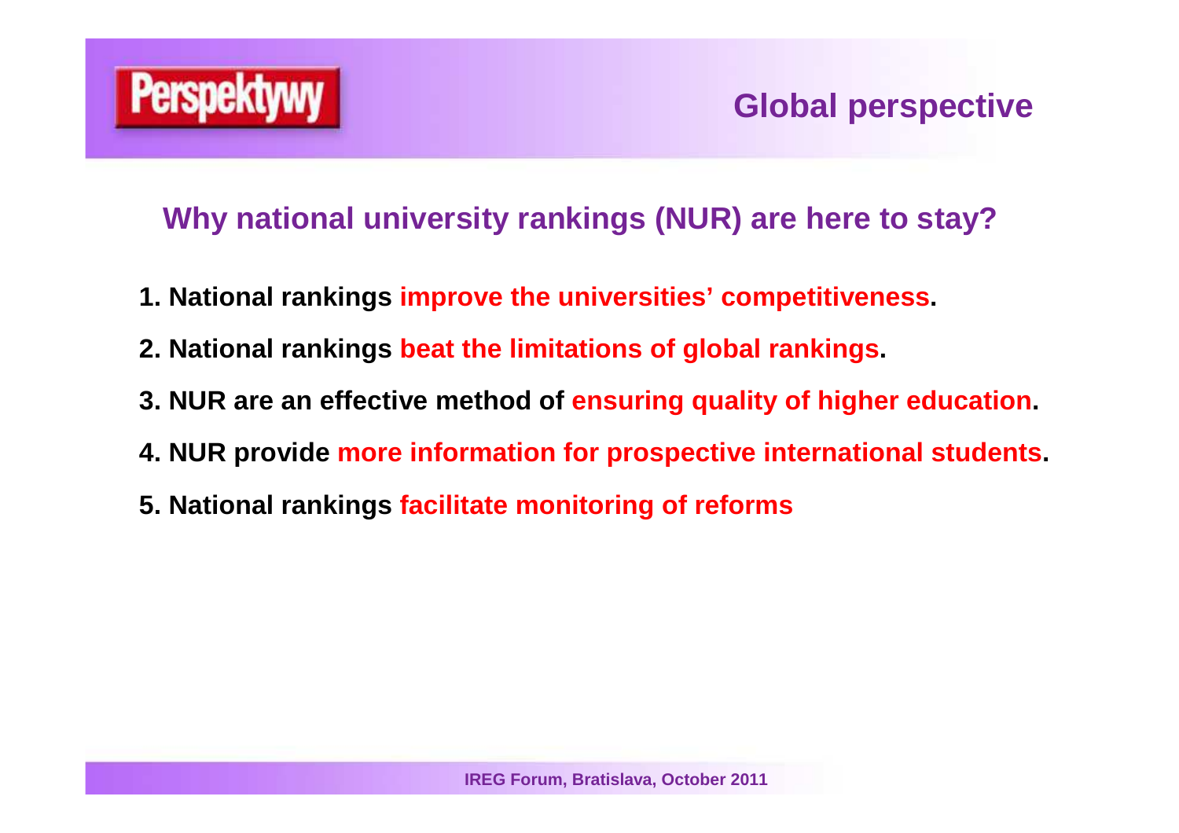## Global perspective

### Why national university rankings (NUR) are here to stay?

1. National rankings **improve the universities' competitiveness**.
2. National rankings **beat the limitations of global rankings**.
3. NUR are an effective method of **ensuring quality of higher education**.
4. NUR provide **more information for prospective international students**.
5. National rankings **facilitate monitoring of reforms**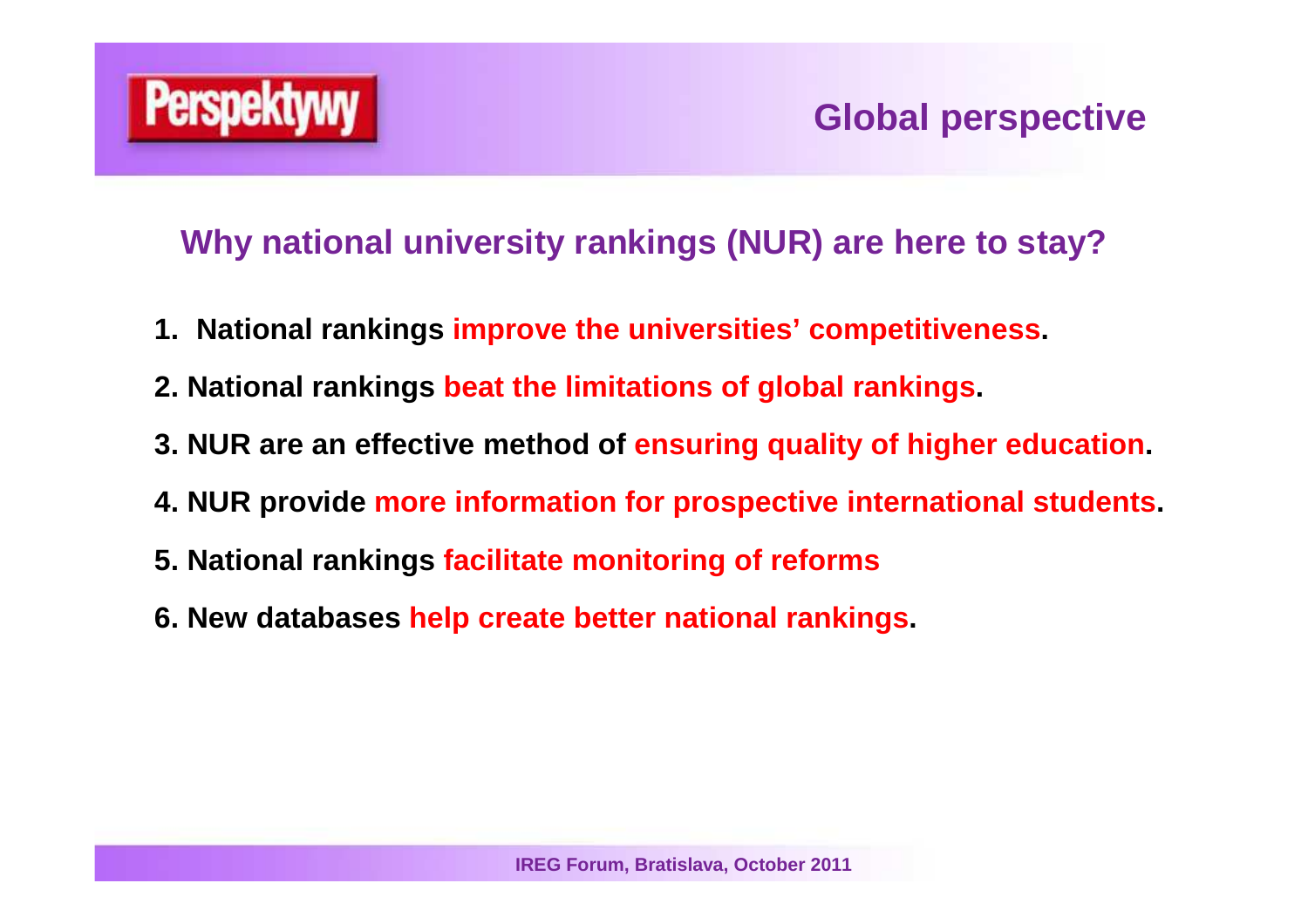Perspektywy

## Global perspective

### Why national university rankings (NUR) are here to stay?

1. **National rankings improve the universities' competitiveness.**
2. **National rankings beat the limitations of global rankings.**
3. **NUR are an effective method of ensuring quality of higher education.**
4. **NUR provide more information for prospective international students.**
5. **National rankings facilitate monitoring of reforms**
6. **New databases help create better national rankings.**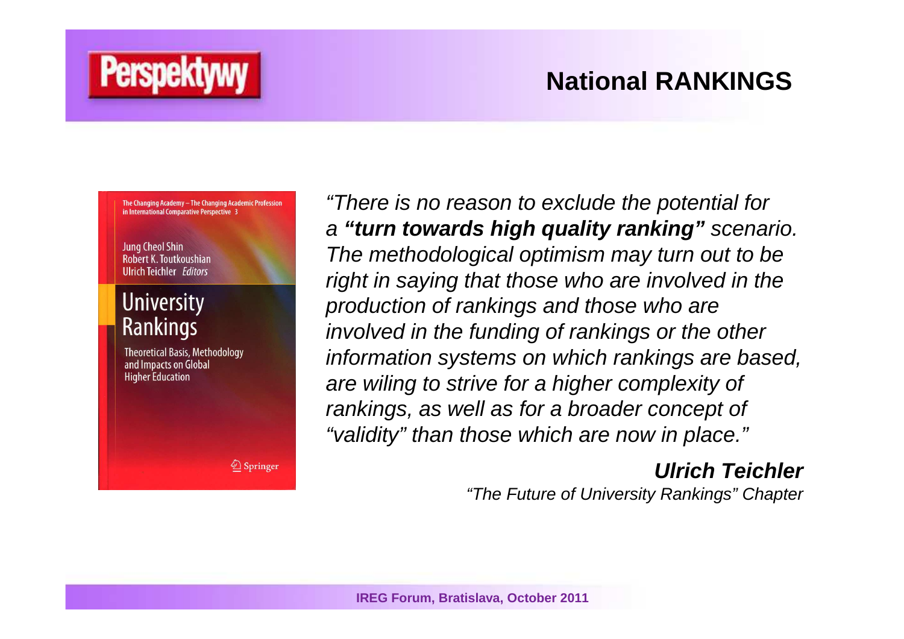# National RANKINGS

The Changing Academy – The Changing Academic Profession in International Comparative Perspective 3

Jung Cheol Shin
Robert K. Toutkoushian
Ulrich Teichler *Editors*

University Rankings

Theoretical Basis, Methodology and Impacts on Global Higher Education

Springer

*"There is no reason to exclude the potential for a* ***"turn towards high quality ranking"*** *scenario. The methodological optimism may turn out to be right in saying that those who are involved in the production of rankings and those who are involved in the funding of rankings or the other information systems on which rankings are based, are wiling to strive for a higher complexity of rankings, as well as for a broader concept of "validity" than those which are now in place."*

***Ulrich Teichler***

*"The Future of University Rankings" Chapter*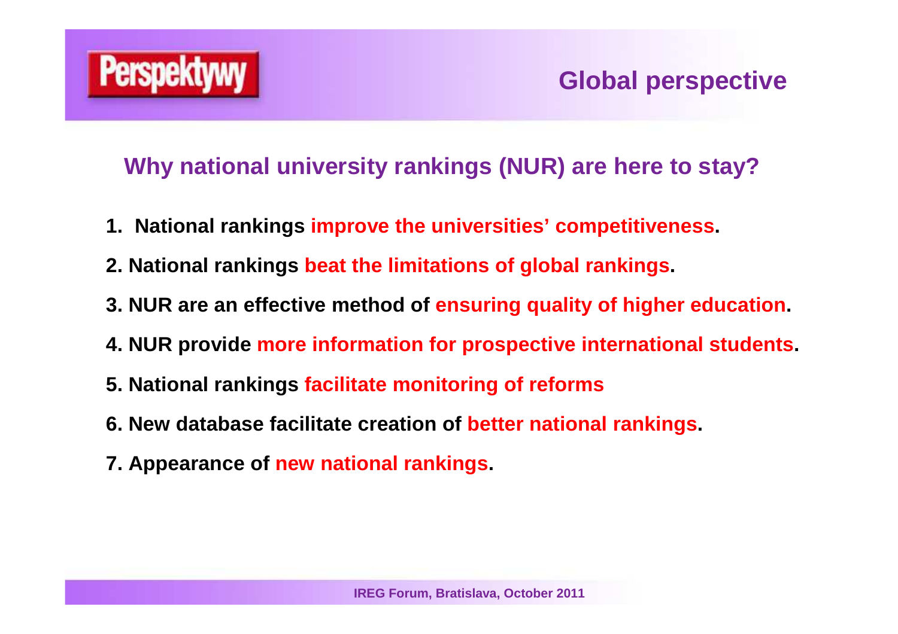## Global perspective

### Why national university rankings (NUR) are here to stay?

1. National rankings **improve the universities' competitiveness**.
2. National rankings **beat the limitations of global rankings**.
3. NUR are an effective method of **ensuring quality of higher education**.
4. NUR provide **more information for prospective international students**.
5. National rankings **facilitate monitoring of reforms**
6. New database facilitate creation of **better national rankings**.
7. Appearance of **new national rankings**.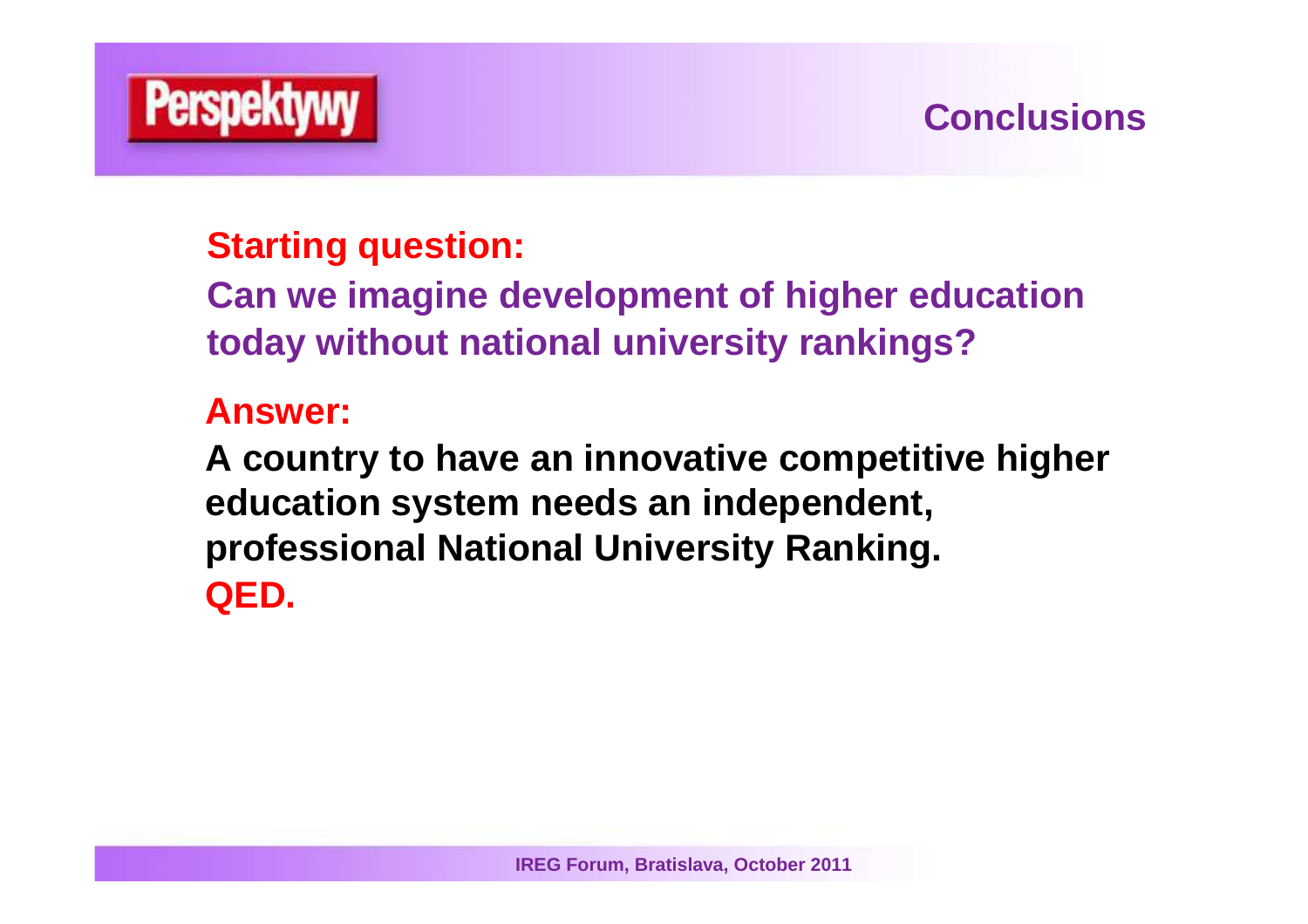## Conclusions

**Starting question:**

**Can we imagine development of higher education today without national university rankings?**

**Answer:**

**A country to have an innovative competitive higher education system needs an independent, professional National University Ranking.**

**QED.**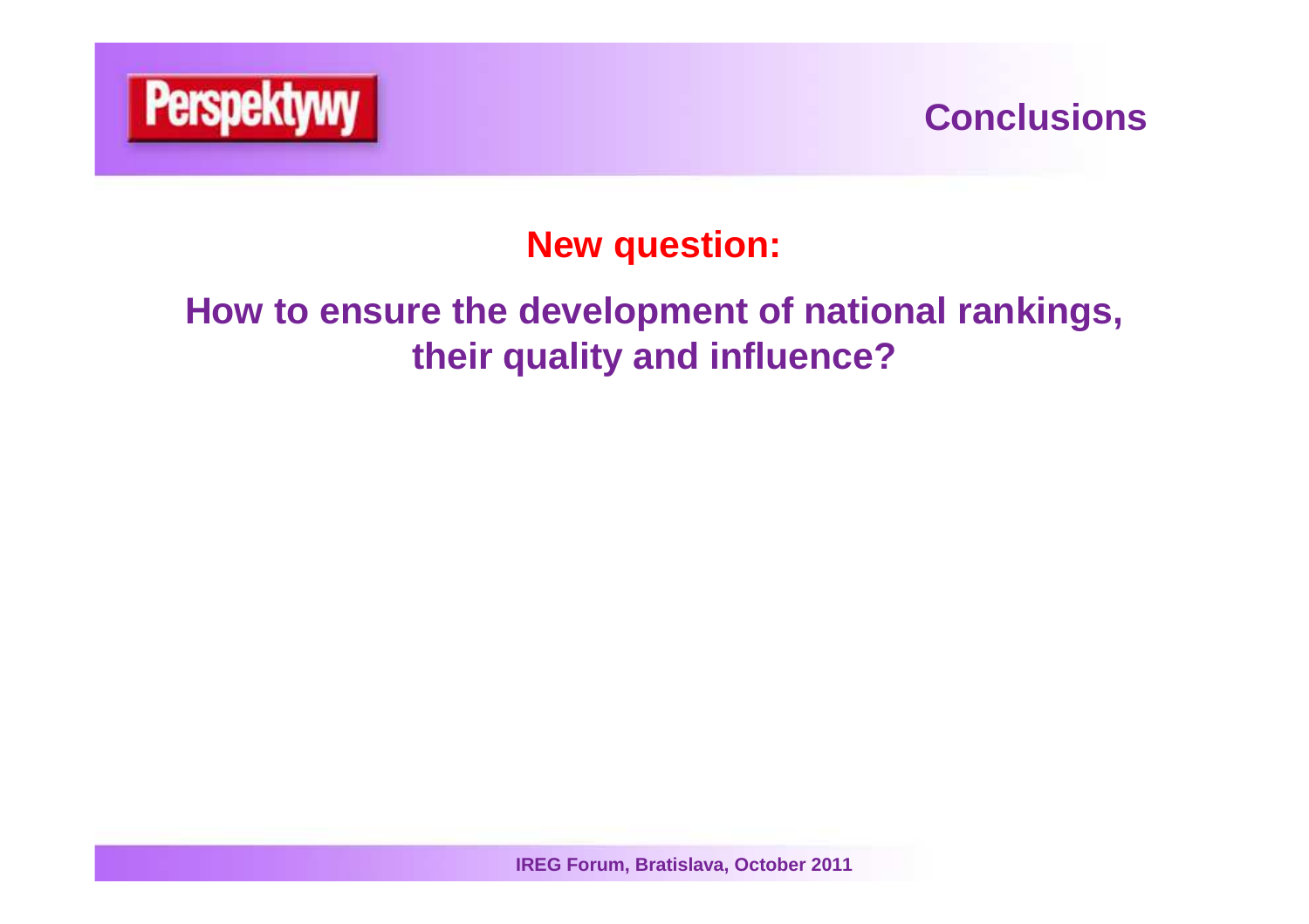## Conclusions

**New question:**

**How to ensure the development of national rankings, their quality and influence?**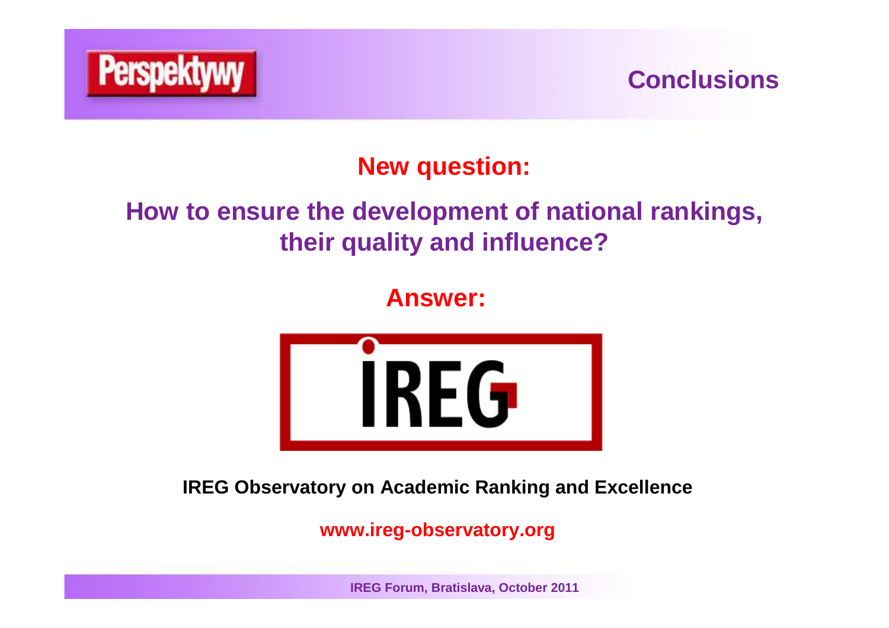## Conclusions

**New question:**

**How to ensure the development of national rankings, their quality and influence?**

**Answer:**

IREG

**IREG Observatory on Academic Ranking and Excellence**

**www.ireg-observatory.org**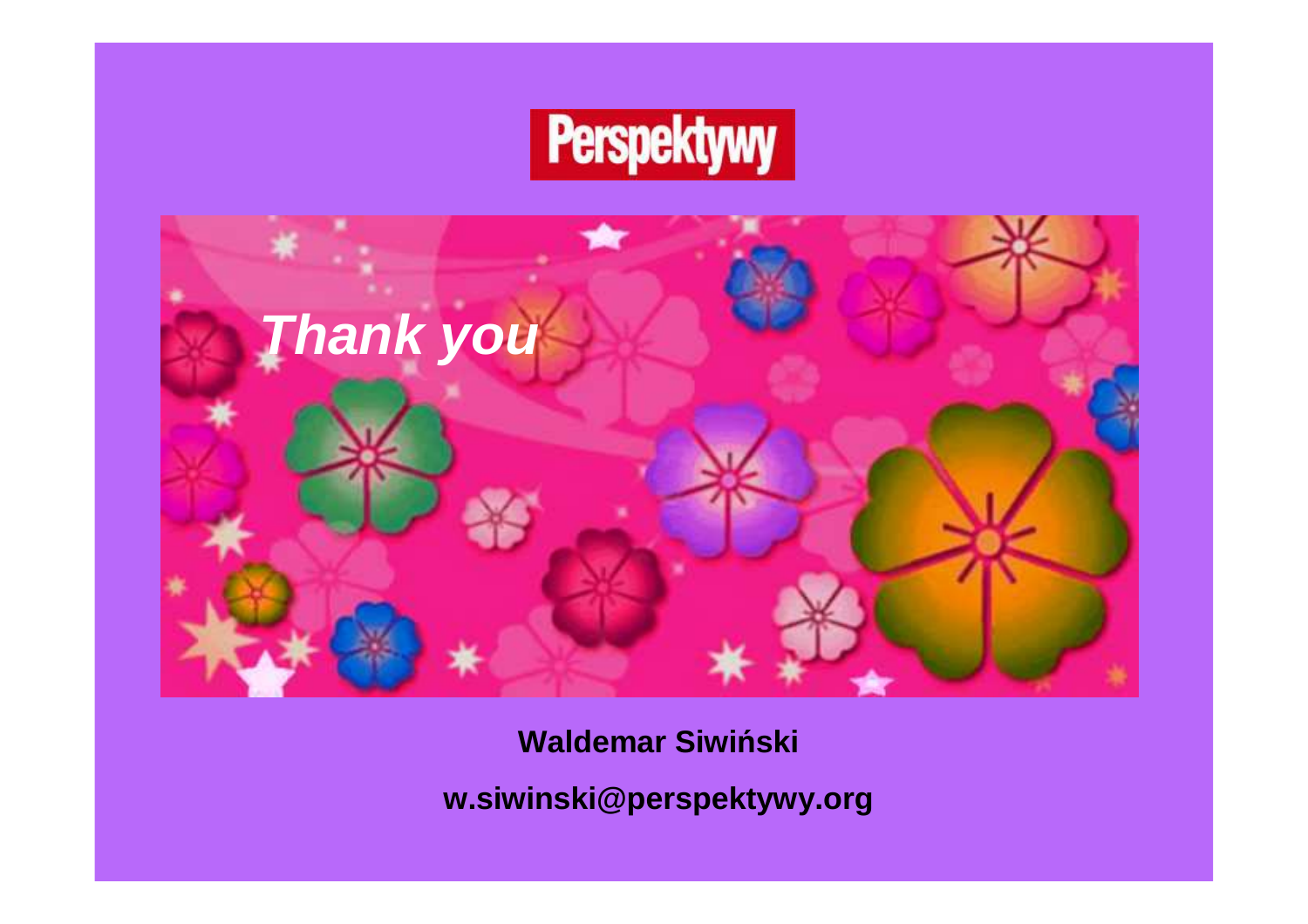Perspektywy

*Thank you*

**Waldemar Siwiński**

**w.siwinski@perspektywy.org**